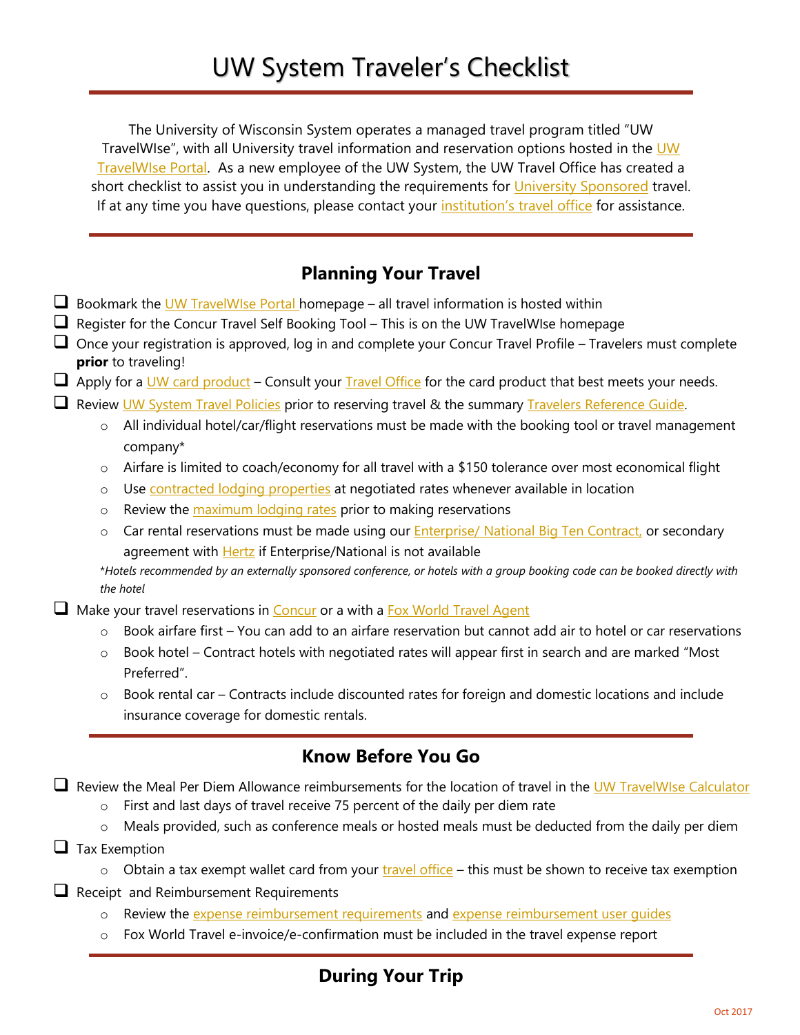# UW System Traveler's Checklist

The University of Wisconsin System operates a managed travel program titled "UW TravelWIse", with all University travel information and reservation options hosted in the UW TravelWIse Portal. As a new employee of the UW System, the UW Travel Office has created a short checklist to assist you in understanding the requirements for University Sponsored travel. If at any time you have questions, please contact your institution's travel office for assistance.

## Planning Your Travel

- ❑ Bookmark the UW TravelWIse Portal homepage – all travel information is hosted within
- ❑ Register for the Concur Travel Self Booking Tool – This is on the UW TravelWIse homepage
- ❑ Once your registration is approved, log in and complete your Concur Travel Profile – Travelers must complete **prior** to traveling!
- ❑ Apply for a UW card product – Consult your Travel Office for the card product that best meets your needs.
- ❑ Review UW System Travel Policies prior to reserving travel & the summary Travelers Reference Guide.
  - All individual hotel/car/flight reservations must be made with the booking tool or travel management company*
  - Airfare is limited to coach/economy for all travel with a $150 tolerance over most economical flight
  - Use contracted lodging properties at negotiated rates whenever available in location
  - Review the maximum lodging rates prior to making reservations
  - Car rental reservations must be made using our Enterprise/ National Big Ten Contract, or secondary agreement with Hertz if Enterprise/National is not available

  **Hotels recommended by an externally sponsored conference, or hotels with a group booking code can be booked directly with the hotel*
- ❑ Make your travel reservations in Concur or a with a Fox World Travel Agent
  - Book airfare first – You can add to an airfare reservation but cannot add air to hotel or car reservations
  - Book hotel – Contract hotels with negotiated rates will appear first in search and are marked "Most Preferred".
  - Book rental car – Contracts include discounted rates for foreign and domestic locations and include insurance coverage for domestic rentals.

## Know Before You Go

- ❑ Review the Meal Per Diem Allowance reimbursements for the location of travel in the UW TravelWIse Calculator
  - First and last days of travel receive 75 percent of the daily per diem rate
  - Meals provided, such as conference meals or hosted meals must be deducted from the daily per diem
- ❑ Tax Exemption
  - Obtain a tax exempt wallet card from your travel office – this must be shown to receive tax exemption
- ❑ Receipt and Reimbursement Requirements
  - Review the expense reimbursement requirements and expense reimbursement user guides
  - Fox World Travel e-invoice/e-confirmation must be included in the travel expense report

## During Your Trip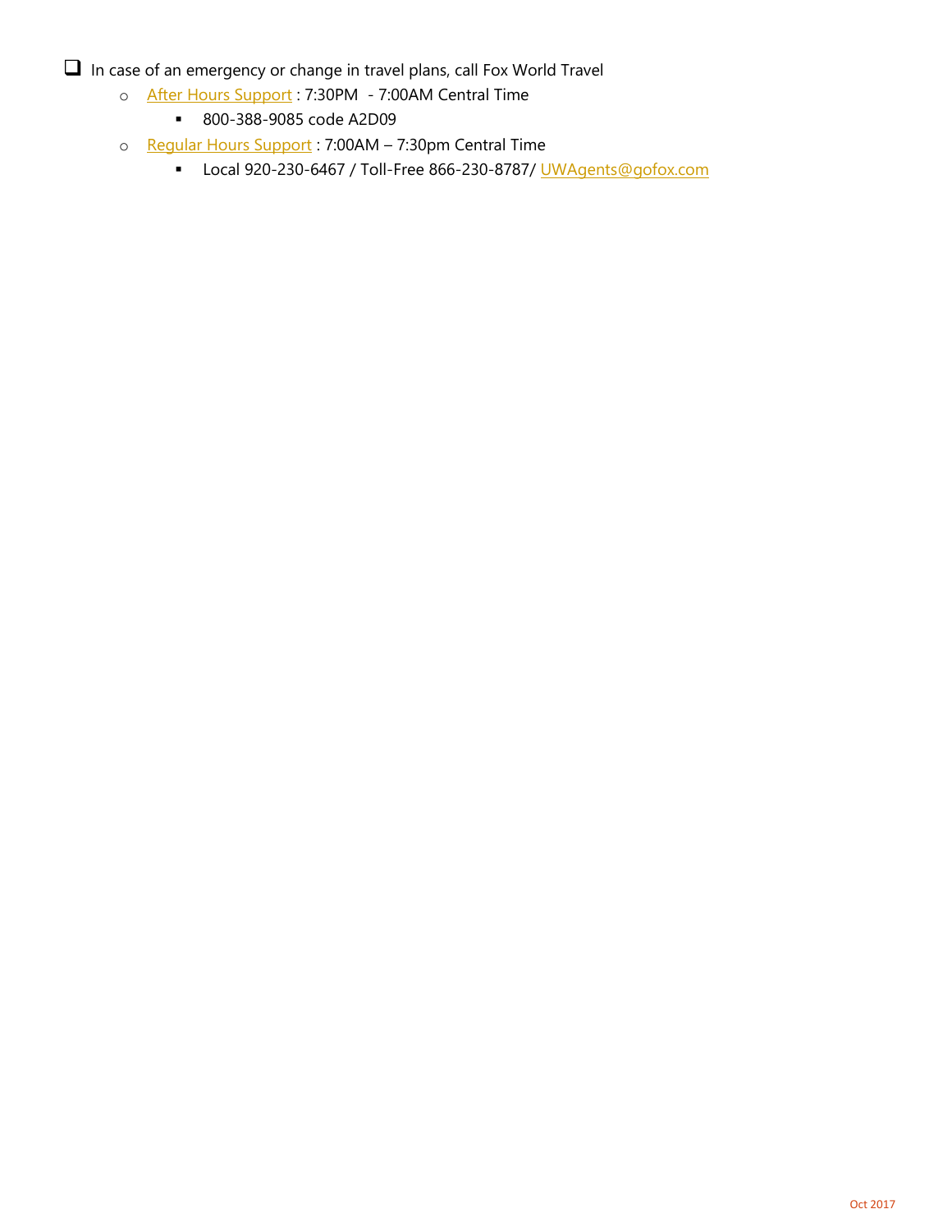- [ ] In case of an emergency or change in travel plans, call Fox World Travel
    - After Hours Support : 7:30PM - 7:00AM Central Time
        - 800-388-9085 code A2D09
    - Regular Hours Support : 7:00AM – 7:30pm Central Time
        - Local 920-230-6467 / Toll-Free 866-230-8787/ UWAgents@gofox.com

Oct 2017